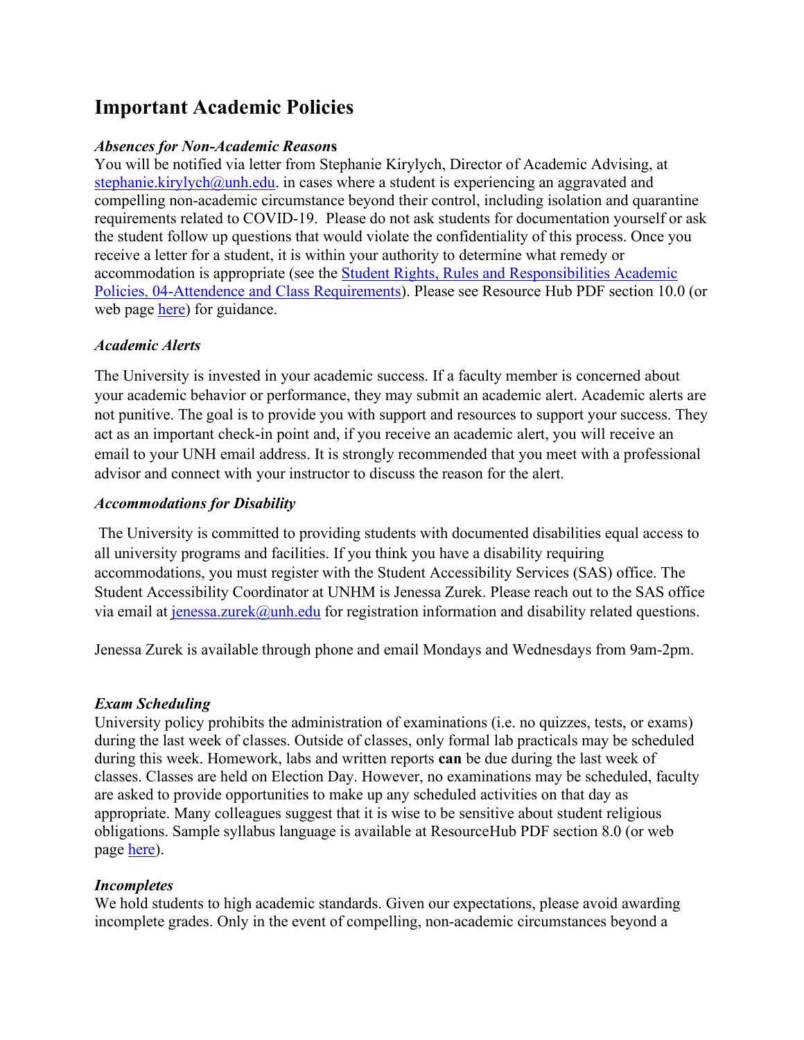# Important Academic Policies

***Absences for Non-Academic Reasons***

You will be notified via letter from Stephanie Kirylych, Director of Academic Advising, at [stephanie.kirylych@unh.edu](mailto:stephanie.kirylych@unh.edu). in cases where a student is experiencing an aggravated and compelling non-academic circumstance beyond their control, including isolation and quarantine requirements related to COVID-19. Please do not ask students for documentation yourself or ask the student follow up questions that would violate the confidentiality of this process. Once you receive a letter for a student, it is within your authority to determine what remedy or accommodation is appropriate (see the Student Rights, Rules and Responsibilities Academic Policies, 04-Attendence and Class Requirements). Please see Resource Hub PDF section 10.0 (or web page here) for guidance.

***Academic Alerts***

The University is invested in your academic success. If a faculty member is concerned about your academic behavior or performance, they may submit an academic alert. Academic alerts are not punitive. The goal is to provide you with support and resources to support your success. They act as an important check-in point and, if you receive an academic alert, you will receive an email to your UNH email address. It is strongly recommended that you meet with a professional advisor and connect with your instructor to discuss the reason for the alert.

***Accommodations for Disability***

The University is committed to providing students with documented disabilities equal access to all university programs and facilities. If you think you have a disability requiring accommodations, you must register with the Student Accessibility Services (SAS) office. The Student Accessibility Coordinator at UNHM is Jenessa Zurek. Please reach out to the SAS office via email at [jenessa.zurek@unh.edu](mailto:jenessa.zurek@unh.edu) for registration information and disability related questions.

Jenessa Zurek is available through phone and email Mondays and Wednesdays from 9am-2pm.

***Exam Scheduling***

University policy prohibits the administration of examinations (i.e. no quizzes, tests, or exams) during the last week of classes. Outside of classes, only formal lab practicals may be scheduled during this week. Homework, labs and written reports **can** be due during the last week of classes. Classes are held on Election Day. However, no examinations may be scheduled, faculty are asked to provide opportunities to make up any scheduled activities on that day as appropriate. Many colleagues suggest that it is wise to be sensitive about student religious obligations. Sample syllabus language is available at ResourceHub PDF section 8.0 (or web page here).

***Incompletes***

We hold students to high academic standards. Given our expectations, please avoid awarding incomplete grades. Only in the event of compelling, non-academic circumstances beyond a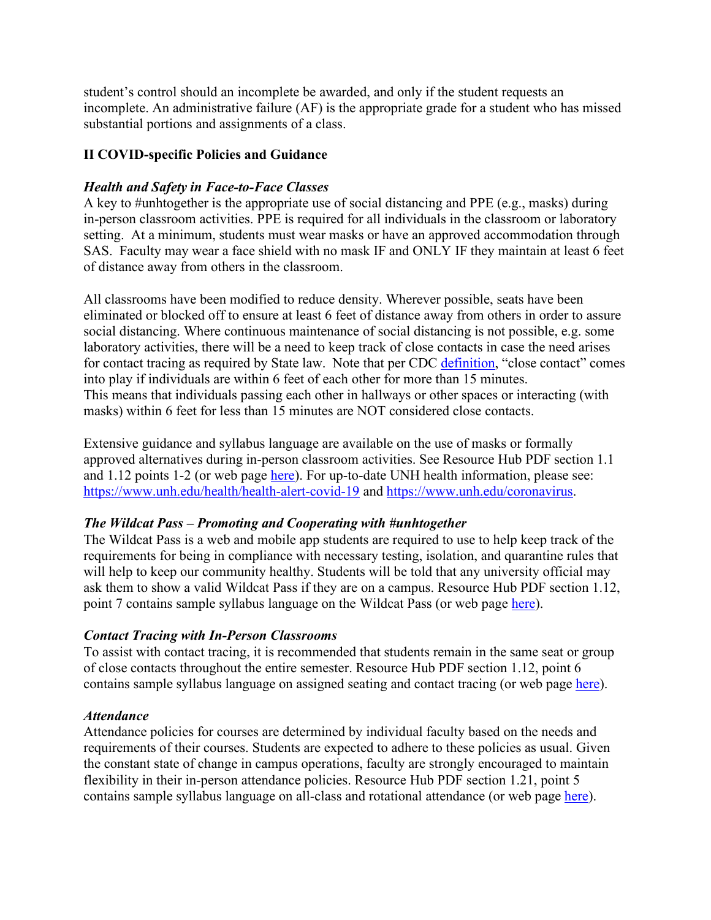student's control should an incomplete be awarded, and only if the student requests an incomplete. An administrative failure (AF) is the appropriate grade for a student who has missed substantial portions and assignments of a class.

## II COVID-specific Policies and Guidance

### *Health and Safety in Face-to-Face Classes*

A key to #unhtogether is the appropriate use of social distancing and PPE (e.g., masks) during in-person classroom activities. PPE is required for all individuals in the classroom or laboratory setting. At a minimum, students must wear masks or have an approved accommodation through SAS. Faculty may wear a face shield with no mask IF and ONLY IF they maintain at least 6 feet of distance away from others in the classroom.

All classrooms have been modified to reduce density. Wherever possible, seats have been eliminated or blocked off to ensure at least 6 feet of distance away from others in order to assure social distancing. Where continuous maintenance of social distancing is not possible, e.g. some laboratory activities, there will be a need to keep track of close contacts in case the need arises for contact tracing as required by State law. Note that per CDC [definition](), "close contact" comes into play if individuals are within 6 feet of each other for more than 15 minutes. This means that individuals passing each other in hallways or other spaces or interacting (with masks) within 6 feet for less than 15 minutes are NOT considered close contacts.

Extensive guidance and syllabus language are available on the use of masks or formally approved alternatives during in-person classroom activities. See Resource Hub PDF section 1.1 and 1.12 points 1-2 (or web page [here]()). For up-to-date UNH health information, please see: [https://www.unh.edu/health/health-alert-covid-19](https://www.unh.edu/health/health-alert-covid-19) and [https://www.unh.edu/coronavirus](https://www.unh.edu/coronavirus).

### *The Wildcat Pass – Promoting and Cooperating with #unhtogether*

The Wildcat Pass is a web and mobile app students are required to use to help keep track of the requirements for being in compliance with necessary testing, isolation, and quarantine rules that will help to keep our community healthy. Students will be told that any university official may ask them to show a valid Wildcat Pass if they are on a campus. Resource Hub PDF section 1.12, point 7 contains sample syllabus language on the Wildcat Pass (or web page [here]()).

### *Contact Tracing with In-Person Classrooms*

To assist with contact tracing, it is recommended that students remain in the same seat or group of close contacts throughout the entire semester. Resource Hub PDF section 1.12, point 6 contains sample syllabus language on assigned seating and contact tracing (or web page [here]()).

### *Attendance*

Attendance policies for courses are determined by individual faculty based on the needs and requirements of their courses. Students are expected to adhere to these policies as usual. Given the constant state of change in campus operations, faculty are strongly encouraged to maintain flexibility in their in-person attendance policies. Resource Hub PDF section 1.21, point 5 contains sample syllabus language on all-class and rotational attendance (or web page [here]()).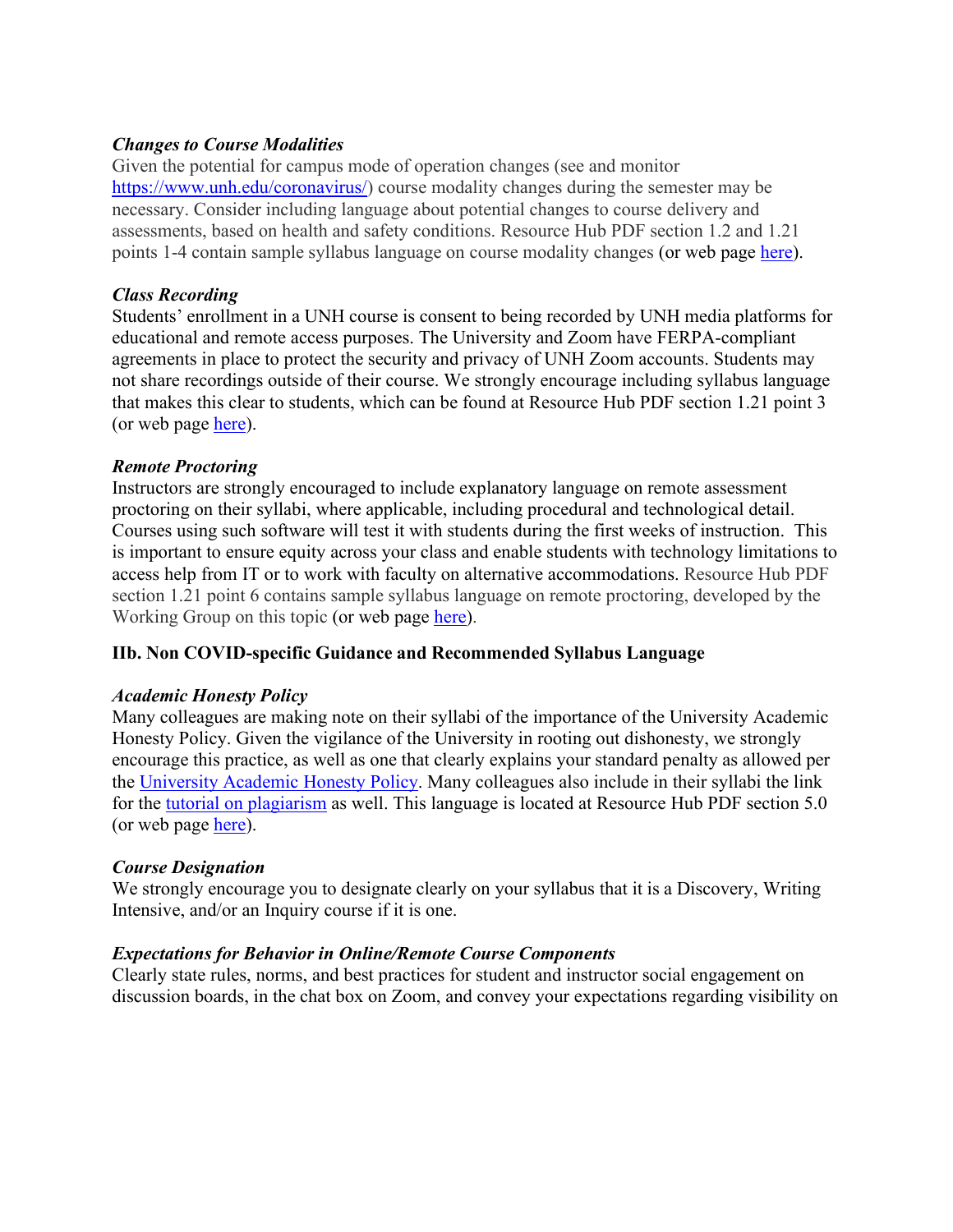### *Changes to Course Modalities*

Given the potential for campus mode of operation changes (see and monitor [https://www.unh.edu/coronavirus/](https://www.unh.edu/coronavirus/)) course modality changes during the semester may be necessary. Consider including language about potential changes to course delivery and assessments, based on health and safety conditions. Resource Hub PDF section 1.2 and 1.21 points 1-4 contain sample syllabus language on course modality changes (or web page here).

### *Class Recording*

Students' enrollment in a UNH course is consent to being recorded by UNH media platforms for educational and remote access purposes. The University and Zoom have FERPA-compliant agreements in place to protect the security and privacy of UNH Zoom accounts. Students may not share recordings outside of their course. We strongly encourage including syllabus language that makes this clear to students, which can be found at Resource Hub PDF section 1.21 point 3 (or web page here).

### *Remote Proctoring*

Instructors are strongly encouraged to include explanatory language on remote assessment proctoring on their syllabi, where applicable, including procedural and technological detail. Courses using such software will test it with students during the first weeks of instruction. This is important to ensure equity across your class and enable students with technology limitations to access help from IT or to work with faculty on alternative accommodations. Resource Hub PDF section 1.21 point 6 contains sample syllabus language on remote proctoring, developed by the Working Group on this topic (or web page here).

## IIb. Non COVID-specific Guidance and Recommended Syllabus Language

### *Academic Honesty Policy*

Many colleagues are making note on their syllabi of the importance of the University Academic Honesty Policy. Given the vigilance of the University in rooting out dishonesty, we strongly encourage this practice, as well as one that clearly explains your standard penalty as allowed per the University Academic Honesty Policy. Many colleagues also include in their syllabi the link for the tutorial on plagiarism as well. This language is located at Resource Hub PDF section 5.0 (or web page here).

### *Course Designation*

We strongly encourage you to designate clearly on your syllabus that it is a Discovery, Writing Intensive, and/or an Inquiry course if it is one.

### *Expectations for Behavior in Online/Remote Course Components*

Clearly state rules, norms, and best practices for student and instructor social engagement on discussion boards, in the chat box on Zoom, and convey your expectations regarding visibility on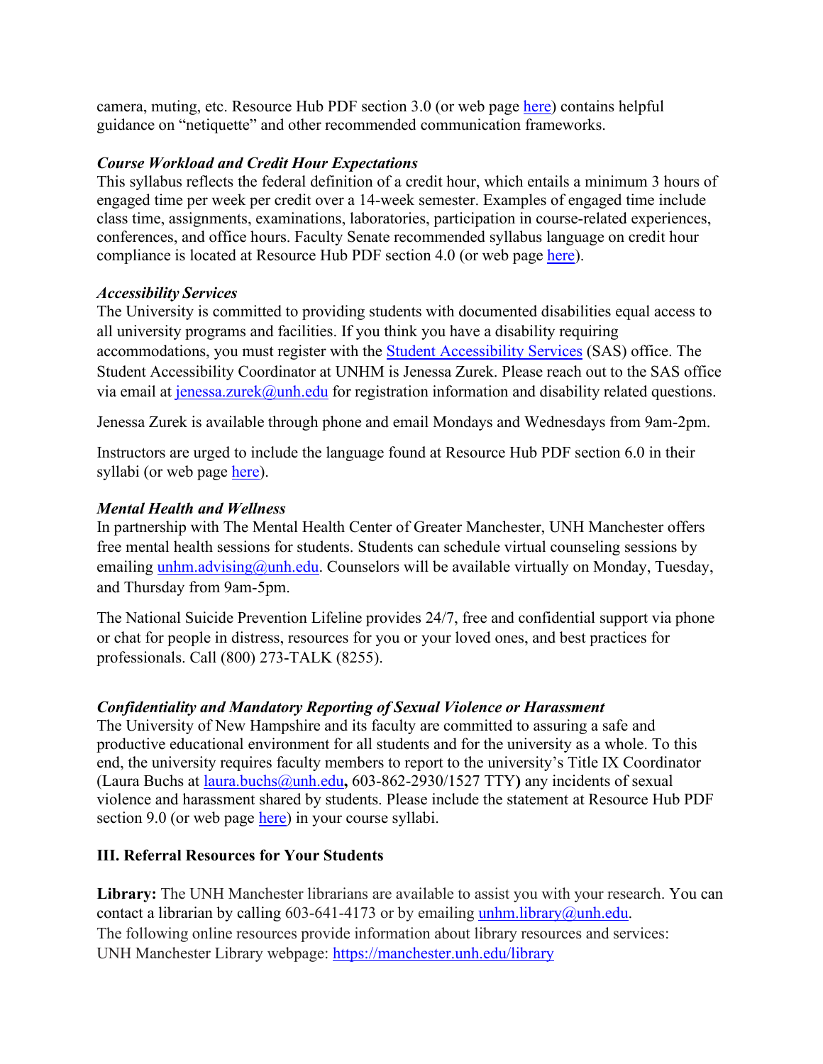camera, muting, etc. Resource Hub PDF section 3.0 (or web page here) contains helpful guidance on "netiquette" and other recommended communication frameworks.

***Course Workload and Credit Hour Expectations***

This syllabus reflects the federal definition of a credit hour, which entails a minimum 3 hours of engaged time per week per credit over a 14-week semester. Examples of engaged time include class time, assignments, examinations, laboratories, participation in course-related experiences, conferences, and office hours. Faculty Senate recommended syllabus language on credit hour compliance is located at Resource Hub PDF section 4.0 (or web page here).

***Accessibility Services***

The University is committed to providing students with documented disabilities equal access to all university programs and facilities. If you think you have a disability requiring accommodations, you must register with the Student Accessibility Services (SAS) office. The Student Accessibility Coordinator at UNHM is Jenessa Zurek. Please reach out to the SAS office via email at jenessa.zurek@unh.edu for registration information and disability related questions.

Jenessa Zurek is available through phone and email Mondays and Wednesdays from 9am-2pm.

Instructors are urged to include the language found at Resource Hub PDF section 6.0 in their syllabi (or web page here).

***Mental Health and Wellness***

In partnership with The Mental Health Center of Greater Manchester, UNH Manchester offers free mental health sessions for students. Students can schedule virtual counseling sessions by emailing unhm.advising@unh.edu. Counselors will be available virtually on Monday, Tuesday, and Thursday from 9am-5pm.

The National Suicide Prevention Lifeline provides 24/7, free and confidential support via phone or chat for people in distress, resources for you or your loved ones, and best practices for professionals. Call (800) 273-TALK (8255).

***Confidentiality and Mandatory Reporting of Sexual Violence or Harassment***

The University of New Hampshire and its faculty are committed to assuring a safe and productive educational environment for all students and for the university as a whole. To this end, the university requires faculty members to report to the university's Title IX Coordinator (Laura Buchs at laura.buchs@unh.edu**,** 603-862-2930/1527 TTY**)** any incidents of sexual violence and harassment shared by students. Please include the statement at Resource Hub PDF section 9.0 (or web page here) in your course syllabi.

## III. Referral Resources for Your Students

**Library:** The UNH Manchester librarians are available to assist you with your research. You can contact a librarian by calling 603-641-4173 or by emailing unhm.library@unh.edu.
The following online resources provide information about library resources and services:
UNH Manchester Library webpage: https://manchester.unh.edu/library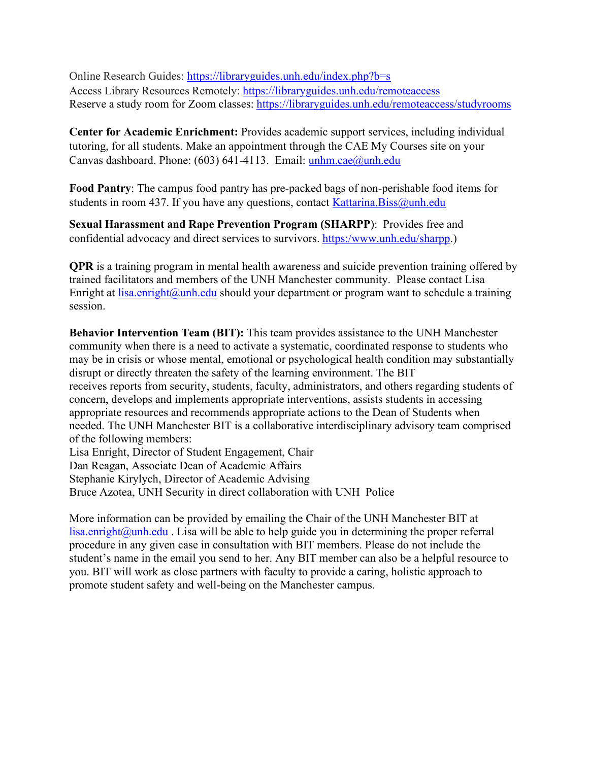Online Research Guides: https://libraryguides.unh.edu/index.php?b=s
Access Library Resources Remotely: https://libraryguides.unh.edu/remoteaccess
Reserve a study room for Zoom classes: https://libraryguides.unh.edu/remoteaccess/studyrooms

**Center for Academic Enrichment:** Provides academic support services, including individual tutoring, for all students. Make an appointment through the CAE My Courses site on your Canvas dashboard. Phone: (603) 641-4113. Email: unhm.cae@unh.edu

**Food Pantry**: The campus food pantry has pre-packed bags of non-perishable food items for students in room 437. If you have any questions, contact Kattarina.Biss@unh.edu

**Sexual Harassment and Rape Prevention Program (SHARPP**): Provides free and confidential advocacy and direct services to survivors. https:/www.unh.edu/sharpp.)

**QPR** is a training program in mental health awareness and suicide prevention training offered by trained facilitators and members of the UNH Manchester community. Please contact Lisa Enright at lisa.enright@unh.edu should your department or program want to schedule a training session.

**Behavior Intervention Team (BIT):** This team provides assistance to the UNH Manchester community when there is a need to activate a systematic, coordinated response to students who may be in crisis or whose mental, emotional or psychological health condition may substantially disrupt or directly threaten the safety of the learning environment. The BIT receives reports from security, students, faculty, administrators, and others regarding students of concern, develops and implements appropriate interventions, assists students in accessing appropriate resources and recommends appropriate actions to the Dean of Students when needed. The UNH Manchester BIT is a collaborative interdisciplinary advisory team comprised of the following members:
Lisa Enright, Director of Student Engagement, Chair
Dan Reagan, Associate Dean of Academic Affairs
Stephanie Kirylych, Director of Academic Advising
Bruce Azotea, UNH Security in direct collaboration with UNH Police

More information can be provided by emailing the Chair of the UNH Manchester BIT at lisa.enright@unh.edu . Lisa will be able to help guide you in determining the proper referral procedure in any given case in consultation with BIT members. Please do not include the student's name in the email you send to her. Any BIT member can also be a helpful resource to you. BIT will work as close partners with faculty to provide a caring, holistic approach to promote student safety and well-being on the Manchester campus.